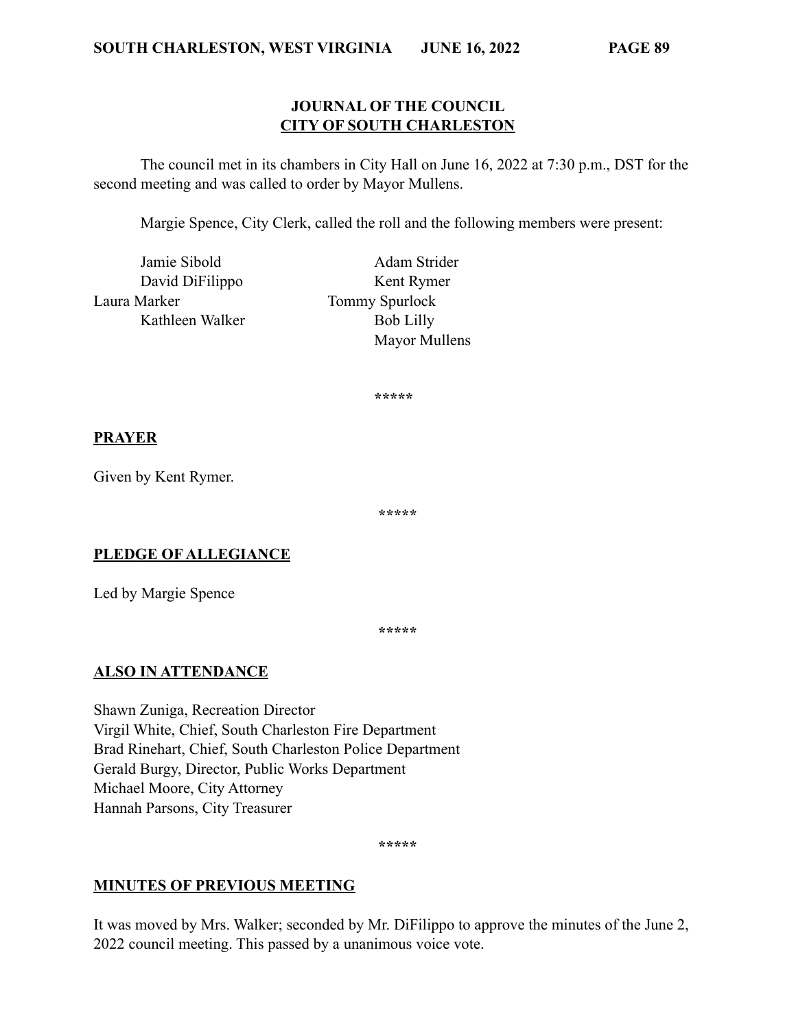**JOURNAL OF THE COUNCIL**
**CITY OF SOUTH CHARLESTON**

The council met in its chambers in City Hall on June 16, 2022 at 7:30 p.m., DST for the second meeting and was called to order by Mayor Mullens.

Margie Spence, City Clerk, called the roll and the following members were present:

| | |
|---|---|
| Jamie Sibold | Adam Strider |
| David DiFilippo | Kent Rymer |
| Laura Marker | Tommy Spurlock |
| Kathleen Walker | Bob Lilly |
| | Mayor Mullens |

*****

**PRAYER**

Given by Kent Rymer.

*****

**PLEDGE OF ALLEGIANCE**

Led by Margie Spence

*****

**ALSO IN ATTENDANCE**

Shawn Zuniga, Recreation Director
Virgil White, Chief, South Charleston Fire Department
Brad Rinehart, Chief, South Charleston Police Department
Gerald Burgy, Director, Public Works Department
Michael Moore, City Attorney
Hannah Parsons, City Treasurer

*****

**MINUTES OF PREVIOUS MEETING**

It was moved by Mrs. Walker; seconded by Mr. DiFilippo to approve the minutes of the June 2, 2022 council meeting. This passed by a unanimous voice vote.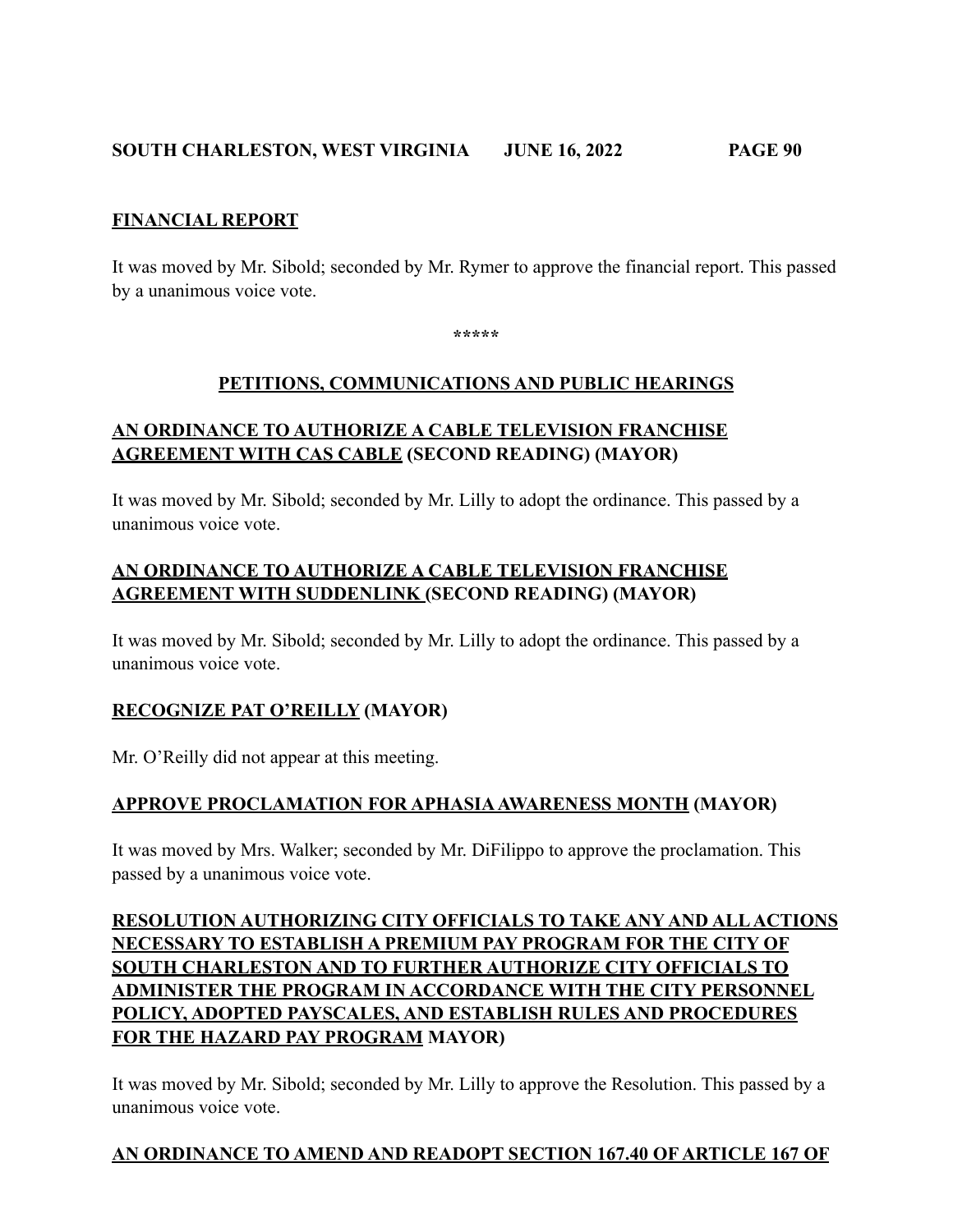**FINANCIAL REPORT**

It was moved by Mr. Sibold; seconded by Mr. Rymer to approve the financial report. This passed by a unanimous voice vote.

*****

**PETITIONS, COMMUNICATIONS AND PUBLIC HEARINGS**

**AN ORDINANCE TO AUTHORIZE A CABLE TELEVISION FRANCHISE AGREEMENT WITH CAS CABLE (SECOND READING) (MAYOR)**

It was moved by Mr. Sibold; seconded by Mr. Lilly to adopt the ordinance. This passed by a unanimous voice vote.

**AN ORDINANCE TO AUTHORIZE A CABLE TELEVISION FRANCHISE AGREEMENT WITH SUDDENLINK (SECOND READING) (MAYOR)**

It was moved by Mr. Sibold; seconded by Mr. Lilly to adopt the ordinance. This passed by a unanimous voice vote.

**RECOGNIZE PAT O'REILLY (MAYOR)**

Mr. O'Reilly did not appear at this meeting.

**APPROVE PROCLAMATION FOR APHASIA AWARENESS MONTH (MAYOR)**

It was moved by Mrs. Walker; seconded by Mr. DiFilippo to approve the proclamation. This passed by a unanimous voice vote.

**RESOLUTION AUTHORIZING CITY OFFICIALS TO TAKE ANY AND ALL ACTIONS NECESSARY TO ESTABLISH A PREMIUM PAY PROGRAM FOR THE CITY OF SOUTH CHARLESTON AND TO FURTHER AUTHORIZE CITY OFFICIALS TO ADMINISTER THE PROGRAM IN ACCORDANCE WITH THE CITY PERSONNEL POLICY, ADOPTED PAYSCALES, AND ESTABLISH RULES AND PROCEDURES FOR THE HAZARD PAY PROGRAM MAYOR)**

It was moved by Mr. Sibold; seconded by Mr. Lilly to approve the Resolution. This passed by a unanimous voice vote.

**AN ORDINANCE TO AMEND AND READOPT SECTION 167.40 OF ARTICLE 167 OF**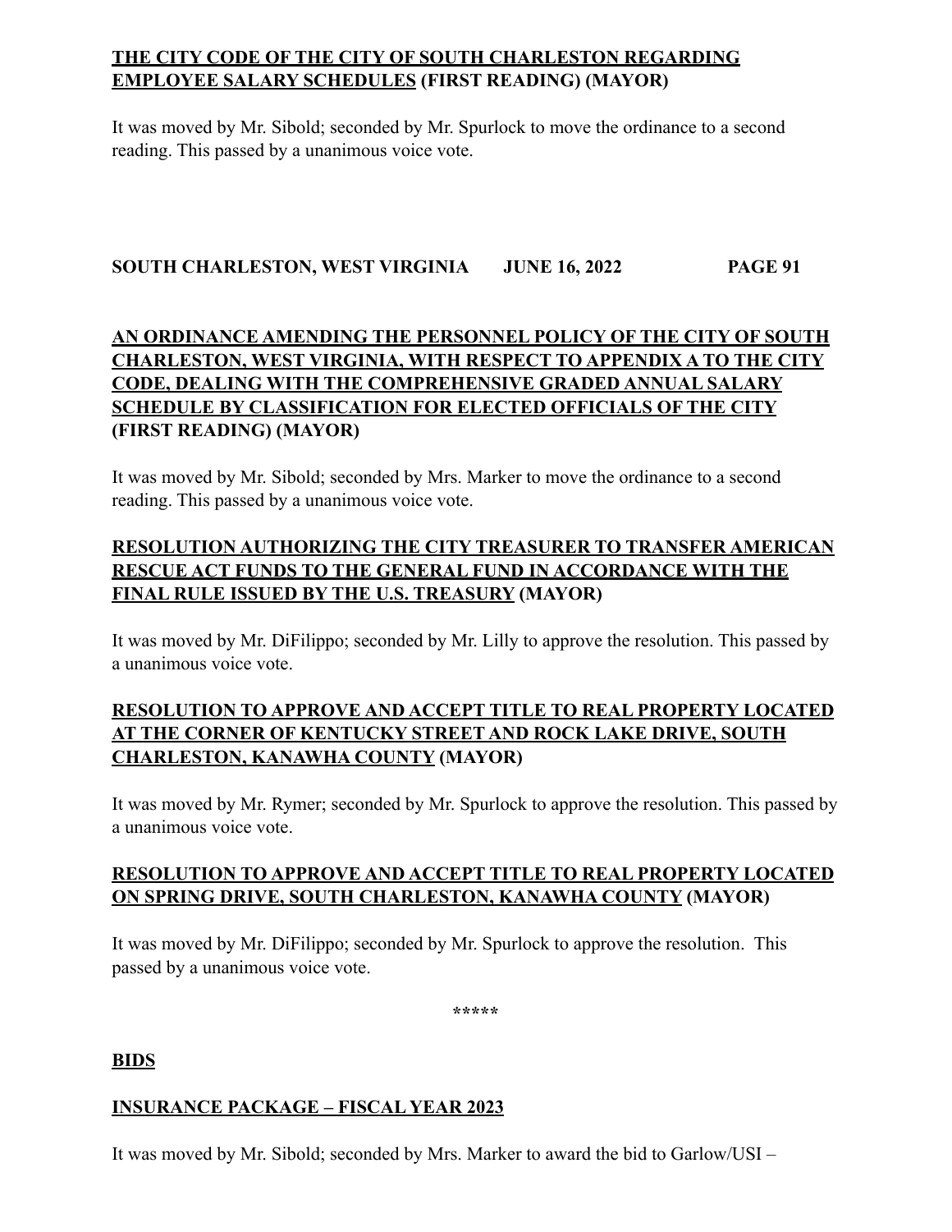**<u>THE CITY CODE OF THE CITY OF SOUTH CHARLESTON REGARDING EMPLOYEE SALARY SCHEDULES</u> (FIRST READING) (MAYOR)**

It was moved by Mr. Sibold; seconded by Mr. Spurlock to move the ordinance to a second reading. This passed by a unanimous voice vote.

**<u>AN ORDINANCE AMENDING THE PERSONNEL POLICY OF THE CITY OF SOUTH CHARLESTON, WEST VIRGINIA, WITH RESPECT TO APPENDIX A TO THE CITY CODE, DEALING WITH THE COMPREHENSIVE GRADED ANNUAL SALARY SCHEDULE BY CLASSIFICATION FOR ELECTED OFFICIALS OF THE CITY</u> (FIRST READING) (MAYOR)**

It was moved by Mr. Sibold; seconded by Mrs. Marker to move the ordinance to a second reading. This passed by a unanimous voice vote.

**<u>RESOLUTION AUTHORIZING THE CITY TREASURER TO TRANSFER AMERICAN RESCUE ACT FUNDS TO THE GENERAL FUND IN ACCORDANCE WITH THE FINAL RULE ISSUED BY THE U.S. TREASURY</u> (MAYOR)**

It was moved by Mr. DiFilippo; seconded by Mr. Lilly to approve the resolution. This passed by a unanimous voice vote.

**<u>RESOLUTION TO APPROVE AND ACCEPT TITLE TO REAL PROPERTY LOCATED AT THE CORNER OF KENTUCKY STREET AND ROCK LAKE DRIVE, SOUTH CHARLESTON, KANAWHA COUNTY</u> (MAYOR)**

It was moved by Mr. Rymer; seconded by Mr. Spurlock to approve the resolution. This passed by a unanimous voice vote.

**<u>RESOLUTION TO APPROVE AND ACCEPT TITLE TO REAL PROPERTY LOCATED ON SPRING DRIVE, SOUTH CHARLESTON, KANAWHA COUNTY</u> (MAYOR)**

It was moved by Mr. DiFilippo; seconded by Mr. Spurlock to approve the resolution. This passed by a unanimous voice vote.

*****

**<u>BIDS</u>**

**<u>INSURANCE PACKAGE – FISCAL YEAR 2023</u>**

It was moved by Mr. Sibold; seconded by Mrs. Marker to award the bid to Garlow/USI –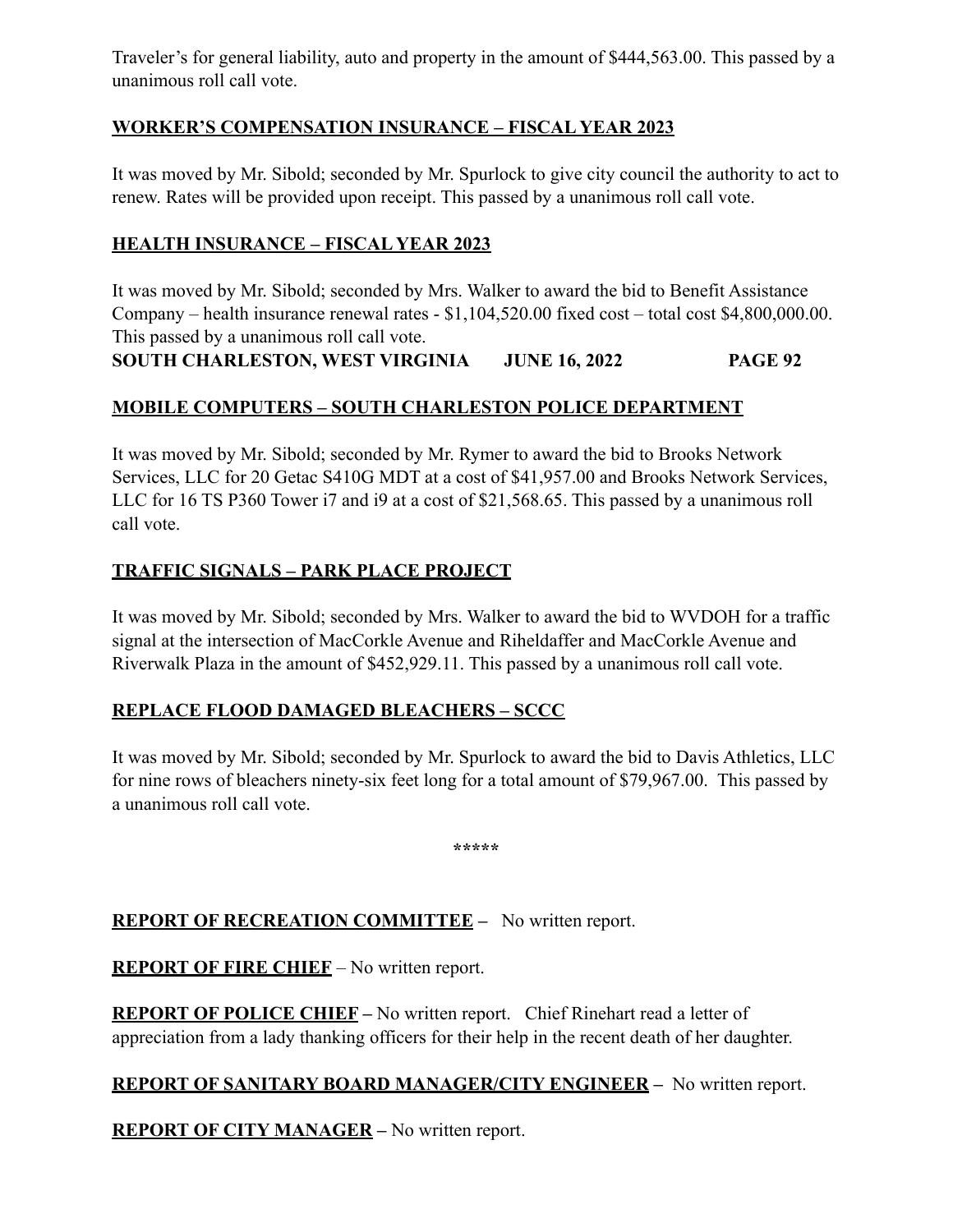Traveler's for general liability, auto and property in the amount of $444,563.00. This passed by a unanimous roll call vote.

**WORKER'S COMPENSATION INSURANCE – FISCAL YEAR 2023**

It was moved by Mr. Sibold; seconded by Mr. Spurlock to give city council the authority to act to renew. Rates will be provided upon receipt. This passed by a unanimous roll call vote.

**HEALTH INSURANCE – FISCAL YEAR 2023**

It was moved by Mr. Sibold; seconded by Mrs. Walker to award the bid to Benefit Assistance Company – health insurance renewal rates - $1,104,520.00 fixed cost – total cost $4,800,000.00. This passed by a unanimous roll call vote.

**MOBILE COMPUTERS – SOUTH CHARLESTON POLICE DEPARTMENT**

It was moved by Mr. Sibold; seconded by Mr. Rymer to award the bid to Brooks Network Services, LLC for 20 Getac S410G MDT at a cost of $41,957.00 and Brooks Network Services, LLC for 16 TS P360 Tower i7 and i9 at a cost of $21,568.65. This passed by a unanimous roll call vote.

**TRAFFIC SIGNALS – PARK PLACE PROJECT**

It was moved by Mr. Sibold; seconded by Mrs. Walker to award the bid to WVDOH for a traffic signal at the intersection of MacCorkle Avenue and Riheldaffer and MacCorkle Avenue and Riverwalk Plaza in the amount of $452,929.11. This passed by a unanimous roll call vote.

**REPLACE FLOOD DAMAGED BLEACHERS – SCCC**

It was moved by Mr. Sibold; seconded by Mr. Spurlock to award the bid to Davis Athletics, LLC for nine rows of bleachers ninety-six feet long for a total amount of $79,967.00. This passed by a unanimous roll call vote.

*****

**REPORT OF RECREATION COMMITTEE** – No written report.

**REPORT OF FIRE CHIEF** – No written report.

**REPORT OF POLICE CHIEF** – No written report. Chief Rinehart read a letter of appreciation from a lady thanking officers for their help in the recent death of her daughter.

**REPORT OF SANITARY BOARD MANAGER/CITY ENGINEER** – No written report.

**REPORT OF CITY MANAGER** – No written report.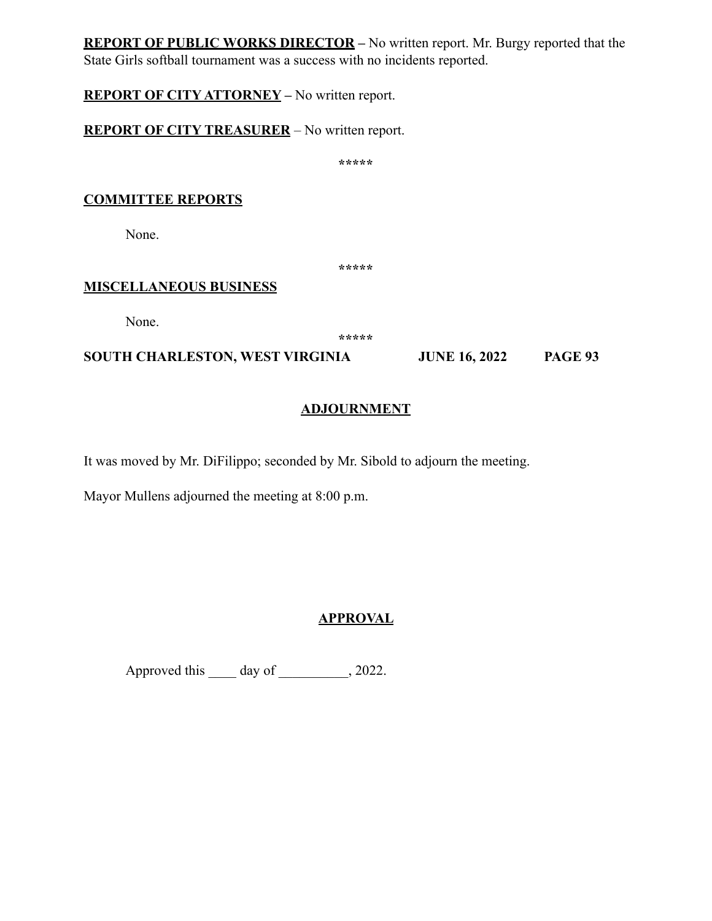**REPORT OF PUBLIC WORKS DIRECTOR** – No written report. Mr. Burgy reported that the State Girls softball tournament was a success with no incidents reported.

**REPORT OF CITY ATTORNEY** – No written report.

**REPORT OF CITY TREASURER** – No written report.

*****

**COMMITTEE REPORTS**

None.

*****

**MISCELLANEOUS BUSINESS**

None.

*****

## ADJOURNMENT

It was moved by Mr. DiFilippo; seconded by Mr. Sibold to adjourn the meeting.

Mayor Mullens adjourned the meeting at 8:00 p.m.

## APPROVAL

Approved this ____ day of __________, 2022.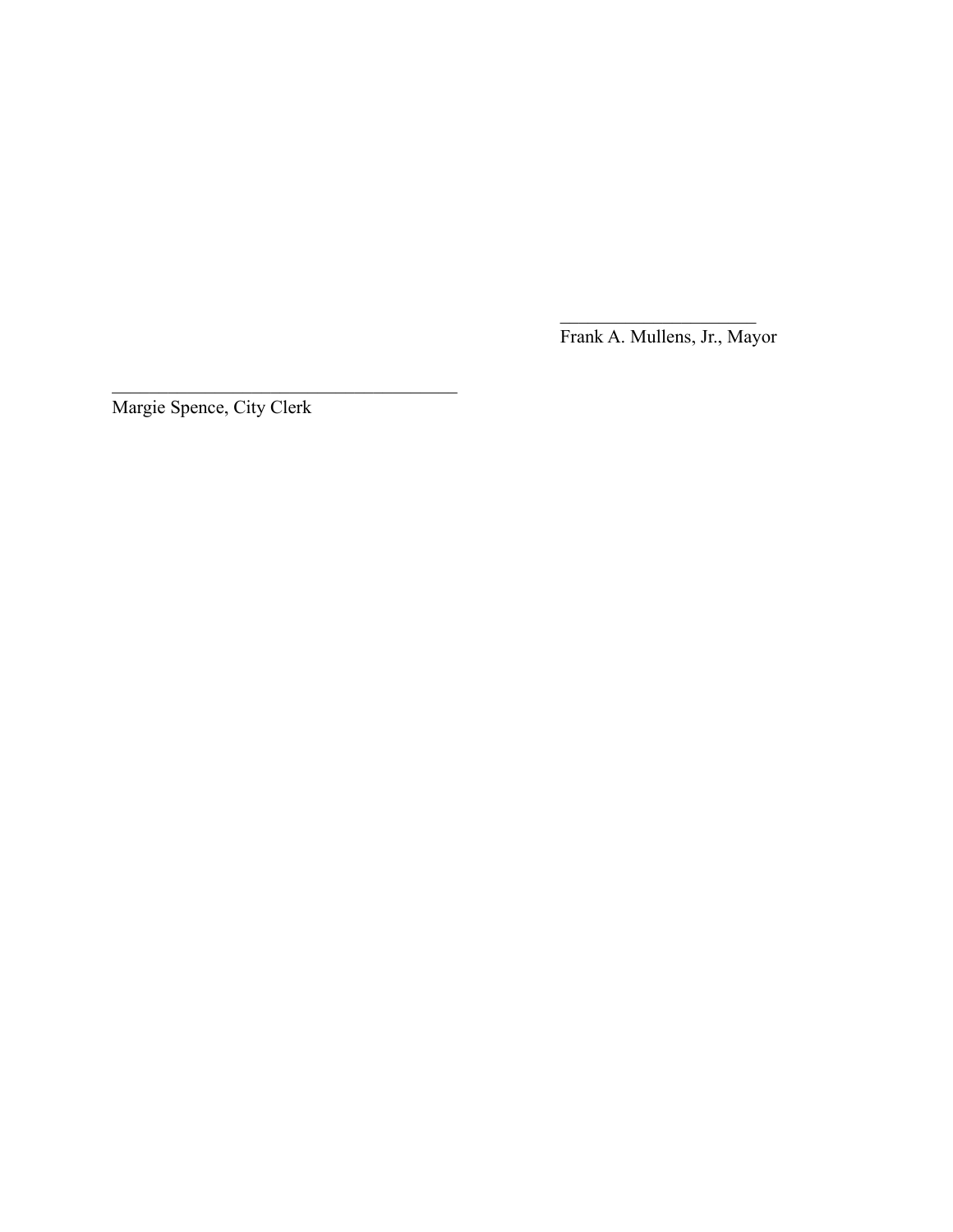______________________
Frank A. Mullens, Jr., Mayor

_______________________________________
Margie Spence, City Clerk